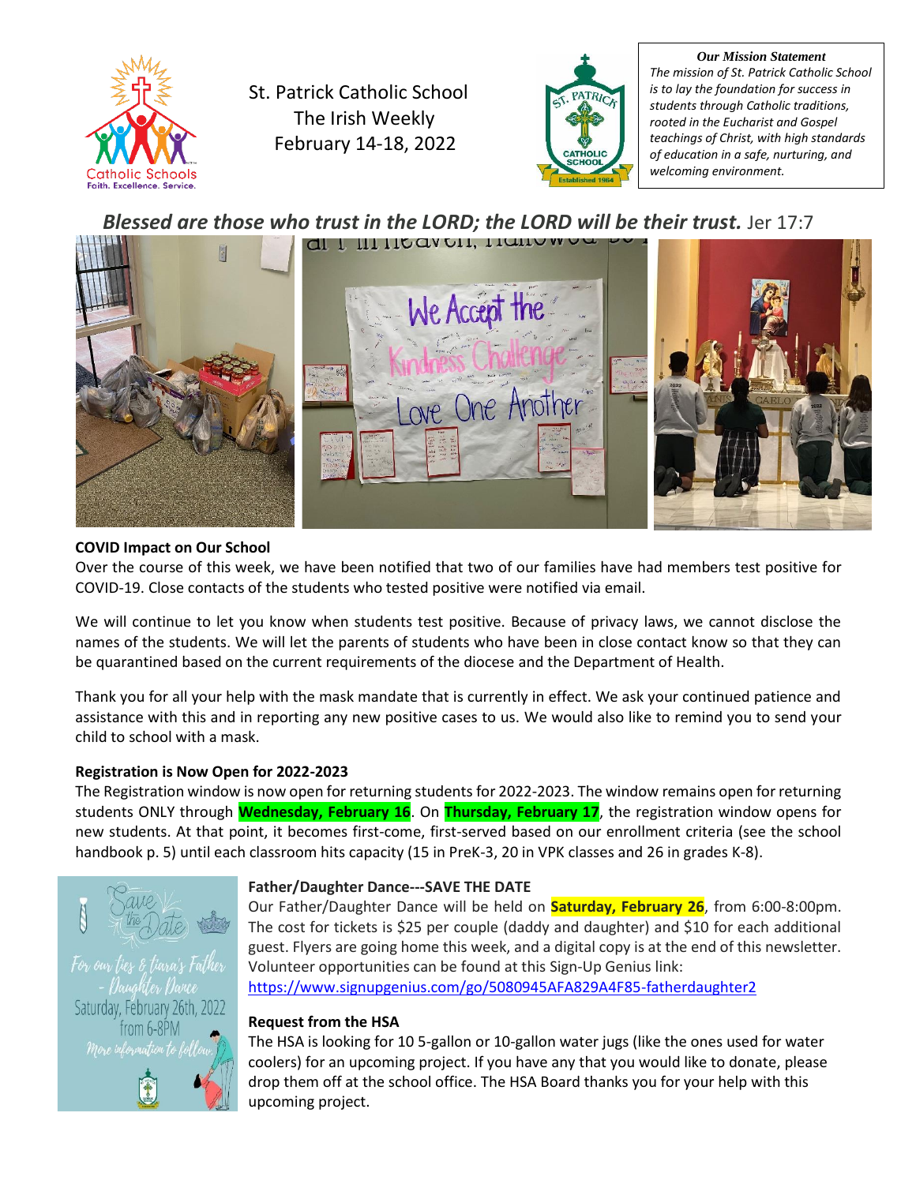# St. Patrick Catholic School
## The Irish Weekly
### February 14-18, 2022

***Our Mission Statement***

*The mission of St. Patrick Catholic School is to lay the foundation for success in students through Catholic traditions, rooted in the Eucharist and Gospel teachings of Christ, with high standards of education in a safe, nurturing, and welcoming environment.*

***Blessed are those who trust in the LORD; the LORD will be their trust.*** Jer 17:7

**COVID Impact on Our School**

Over the course of this week, we have been notified that two of our families have had members test positive for COVID-19. Close contacts of the students who tested positive were notified via email.

We will continue to let you know when students test positive. Because of privacy laws, we cannot disclose the names of the students. We will let the parents of students who have been in close contact know so that they can be quarantined based on the current requirements of the diocese and the Department of Health.

Thank you for all your help with the mask mandate that is currently in effect. We ask your continued patience and assistance with this and in reporting any new positive cases to us. We would also like to remind you to send your child to school with a mask.

**Registration is Now Open for 2022-2023**

The Registration window is now open for returning students for 2022-2023. The window remains open for returning students ONLY through **Wednesday, February 16**. On **Thursday, February 17**, the registration window opens for new students. At that point, it becomes first-come, first-served based on our enrollment criteria (see the school handbook p. 5) until each classroom hits capacity (15 in PreK-3, 20 in VPK classes and 26 in grades K-8).

**Father/Daughter Dance---SAVE THE DATE**

Our Father/Daughter Dance will be held on **Saturday, February 26**, from 6:00-8:00pm. The cost for tickets is $25 per couple (daddy and daughter) and $10 for each additional guest. Flyers are going home this week, and a digital copy is at the end of this newsletter. Volunteer opportunities can be found at this Sign-Up Genius link: https://www.signupgenius.com/go/5080945AFA829A4F85-fatherdaughter2

**Request from the HSA**

The HSA is looking for 10 5-gallon or 10-gallon water jugs (like the ones used for water coolers) for an upcoming project. If you have any that you would like to donate, please drop them off at the school office. The HSA Board thanks you for your help with this upcoming project.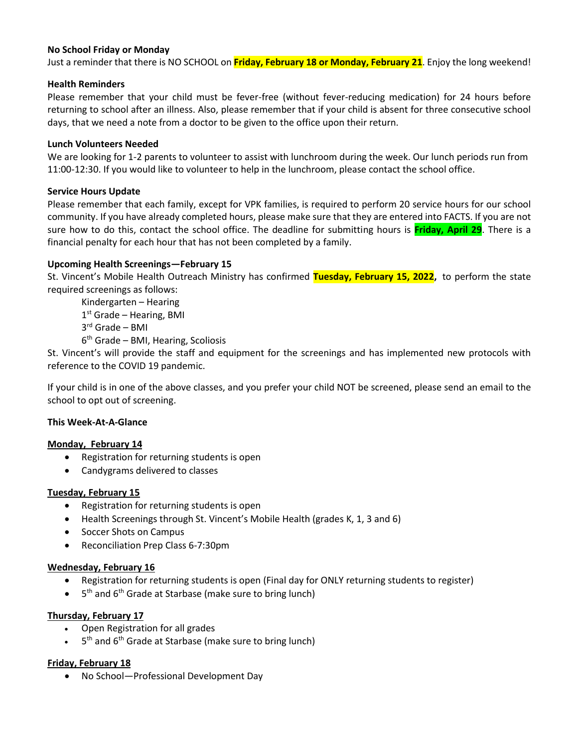**No School Friday or Monday**

Just a reminder that there is NO SCHOOL on **Friday, February 18 or Monday, February 21**. Enjoy the long weekend!

**Health Reminders**

Please remember that your child must be fever-free (without fever-reducing medication) for 24 hours before returning to school after an illness. Also, please remember that if your child is absent for three consecutive school days, that we need a note from a doctor to be given to the office upon their return.

**Lunch Volunteers Needed**

We are looking for 1-2 parents to volunteer to assist with lunchroom during the week. Our lunch periods run from 11:00-12:30. If you would like to volunteer to help in the lunchroom, please contact the school office.

**Service Hours Update**

Please remember that each family, except for VPK families, is required to perform 20 service hours for our school community. If you have already completed hours, please make sure that they are entered into FACTS. If you are not sure how to do this, contact the school office. The deadline for submitting hours is **Friday, April 29**. There is a financial penalty for each hour that has not been completed by a family.

**Upcoming Health Screenings—February 15**

St. Vincent's Mobile Health Outreach Ministry has confirmed **Tuesday, February 15, 2022,** to perform the state required screenings as follows:

Kindergarten – Hearing
1st Grade – Hearing, BMI
3rd Grade – BMI
6th Grade – BMI, Hearing, Scoliosis

St. Vincent's will provide the staff and equipment for the screenings and has implemented new protocols with reference to the COVID 19 pandemic.

If your child is in one of the above classes, and you prefer your child NOT be screened, please send an email to the school to opt out of screening.

**This Week-At-A-Glance**

**Monday, February 14**

- Registration for returning students is open
- Candygrams delivered to classes

**Tuesday, February 15**

- Registration for returning students is open
- Health Screenings through St. Vincent's Mobile Health (grades K, 1, 3 and 6)
- Soccer Shots on Campus
- Reconciliation Prep Class 6-7:30pm

**Wednesday, February 16**

- Registration for returning students is open (Final day for ONLY returning students to register)
- 5th and 6th Grade at Starbase (make sure to bring lunch)

**Thursday, February 17**

- Open Registration for all grades
- 5th and 6th Grade at Starbase (make sure to bring lunch)

**Friday, February 18**

- No School—Professional Development Day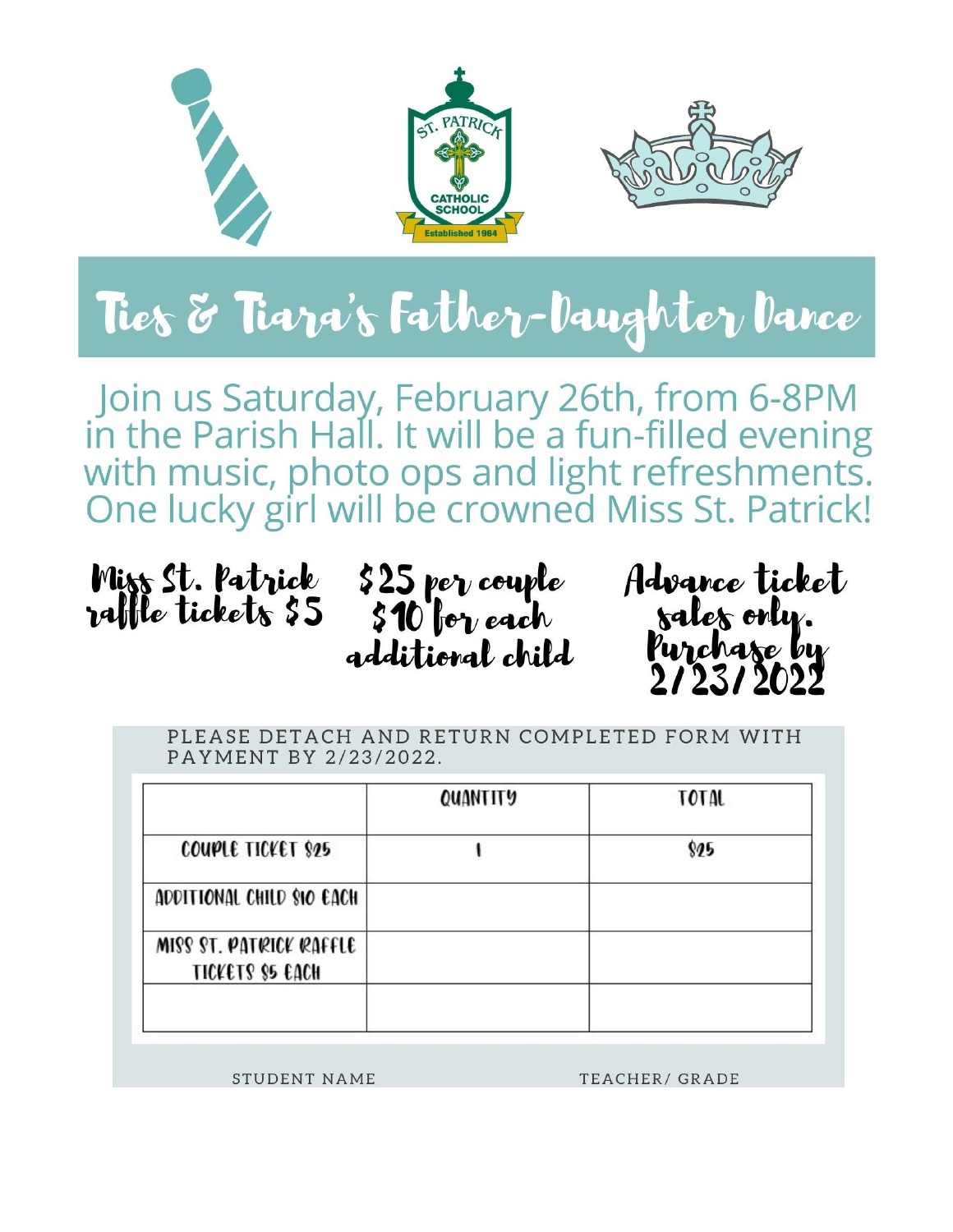ST. PATRICK CATHOLIC SCHOOL
Established 1964

# Ties & Tiara's Father-Daughter Dance

Join us Saturday, February 26th, from 6-8PM in the Parish Hall. It will be a fun-filled evening with music, photo ops and light refreshments. One lucky girl will be crowned Miss St. Patrick!

Miss St. Patrick raffle tickets $5

$25 per couple
$10 for each additional child

Advance ticket sales only.
Purchase by 2/23/2022

PLEASE DETACH AND RETURN COMPLETED FORM WITH PAYMENT BY 2/23/2022.

| | QUANTITY | TOTAL |
| --- | --- | --- |
| COUPLE TICKET $25 | 1 | $25 |
| ADDITIONAL CHILD $10 EACH | | |
| MISS ST. PATRICK RAFFLE TICKETS $5 EACH | | |
| | | |

STUDENT NAME

TEACHER/ GRADE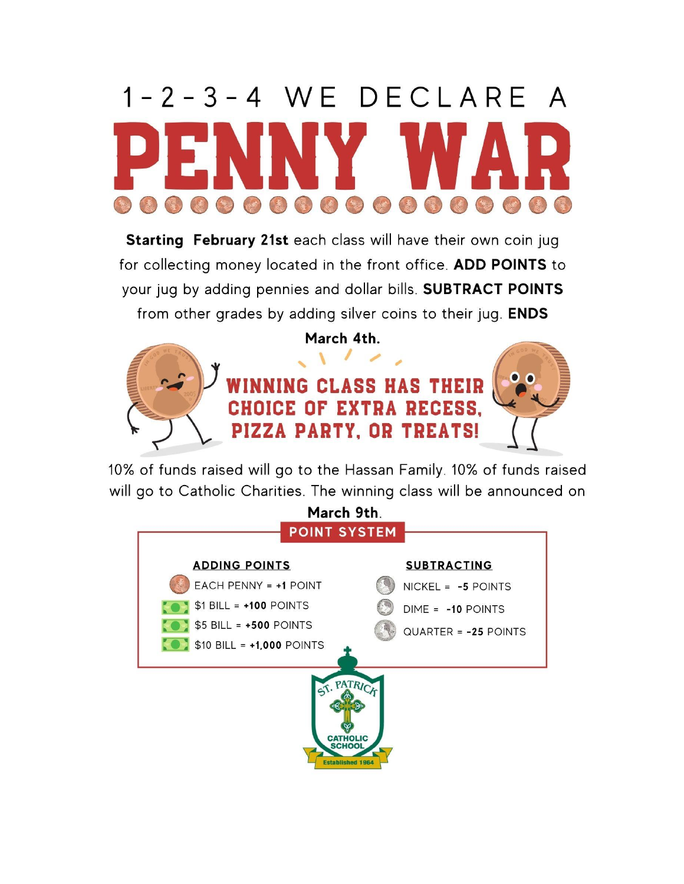# 1-2-3-4 WE DECLARE A

# PENNY WAR

**Starting February 21st** each class will have their own coin jug for collecting money located in the front office. **ADD POINTS** to your jug by adding pennies and dollar bills. **SUBTRACT POINTS** from other grades by adding silver coins to their jug. **ENDS March 4th.**

## WINNING CLASS HAS THEIR CHOICE OF EXTRA RECESS, PIZZA PARTY, OR TREATS!

10% of funds raised will go to the Hassan Family. 10% of funds raised will go to Catholic Charities. The winning class will be announced on **March 9th**.

## POINT SYSTEM

**ADDING POINTS**

- EACH PENNY = **+1** POINT
- $1 BILL = **+100** POINTS
- $5 BILL = **+500** POINTS
- $10 BILL = **+1,000** POINTS

**SUBTRACTING**

- NICKEL = **-5** POINTS
- DIME = **-10** POINTS
- QUARTER = **-25** POINTS

ST. PATRICK CATHOLIC SCHOOL

Established 1964